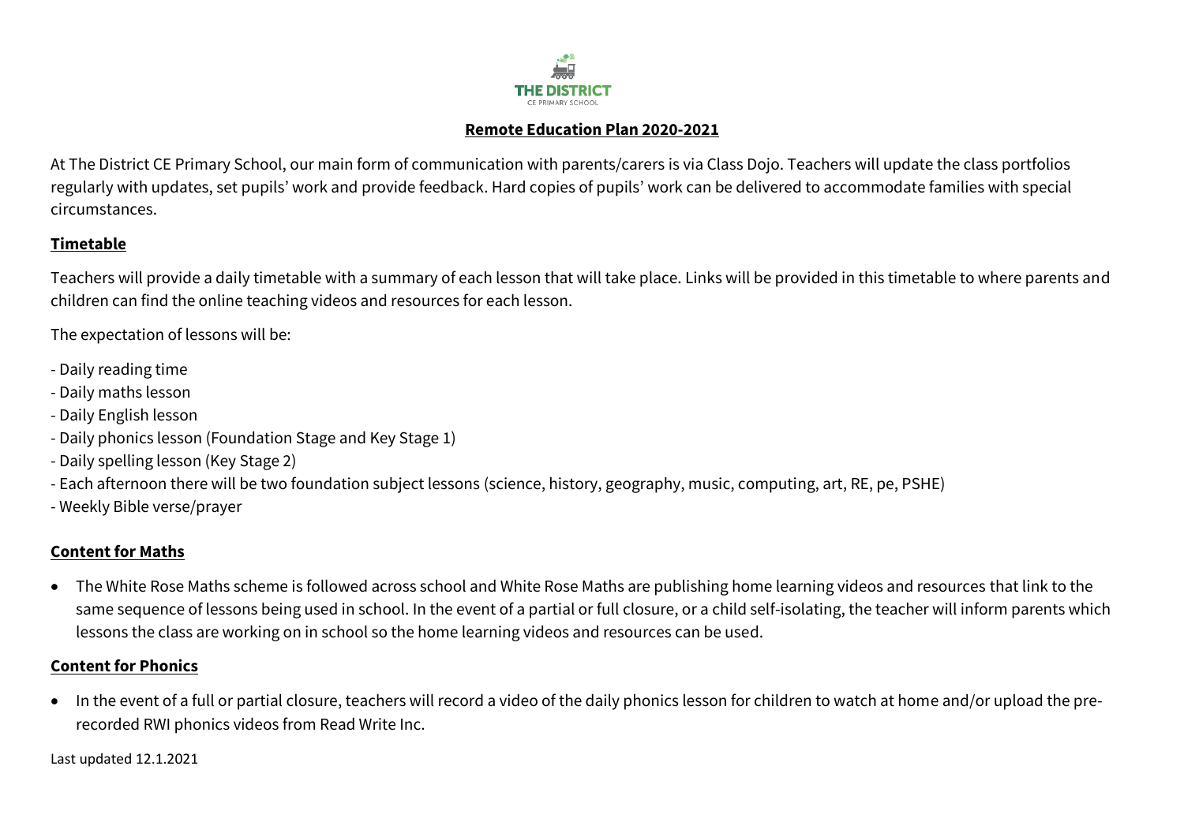THE DISTRICT
CE PRIMARY SCHOOL

# Remote Education Plan 2020-2021

At The District CE Primary School, our main form of communication with parents/carers is via Class Dojo. Teachers will update the class portfolios regularly with updates, set pupils' work and provide feedback. Hard copies of pupils' work can be delivered to accommodate families with special circumstances.

## Timetable

Teachers will provide a daily timetable with a summary of each lesson that will take place. Links will be provided in this timetable to where parents and children can find the online teaching videos and resources for each lesson.

The expectation of lessons will be:

- Daily reading time
- Daily maths lesson
- Daily English lesson
- Daily phonics lesson (Foundation Stage and Key Stage 1)
- Daily spelling lesson (Key Stage 2)
- Each afternoon there will be two foundation subject lessons (science, history, geography, music, computing, art, RE, pe, PSHE)
- Weekly Bible verse/prayer

## Content for Maths

- The White Rose Maths scheme is followed across school and White Rose Maths are publishing home learning videos and resources that link to the same sequence of lessons being used in school. In the event of a partial or full closure, or a child self-isolating, the teacher will inform parents which lessons the class are working on in school so the home learning videos and resources can be used.

## Content for Phonics

- In the event of a full or partial closure, teachers will record a video of the daily phonics lesson for children to watch at home and/or upload the pre-recorded RWI phonics videos from Read Write Inc.

Last updated 12.1.2021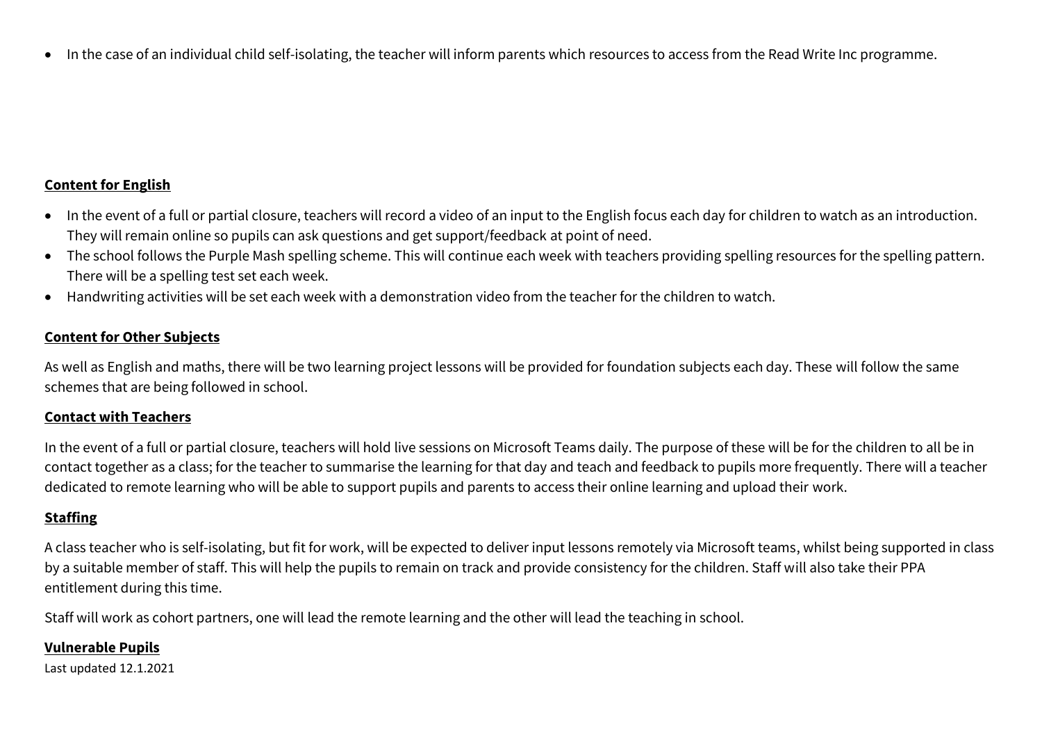- In the case of an individual child self-isolating, the teacher will inform parents which resources to access from the Read Write Inc programme.

**Content for English**

- In the event of a full or partial closure, teachers will record a video of an input to the English focus each day for children to watch as an introduction. They will remain online so pupils can ask questions and get support/feedback at point of need.
- The school follows the Purple Mash spelling scheme. This will continue each week with teachers providing spelling resources for the spelling pattern. There will be a spelling test set each week.
- Handwriting activities will be set each week with a demonstration video from the teacher for the children to watch.

**Content for Other Subjects**

As well as English and maths, there will be two learning project lessons will be provided for foundation subjects each day. These will follow the same schemes that are being followed in school.

**Contact with Teachers**

In the event of a full or partial closure, teachers will hold live sessions on Microsoft Teams daily. The purpose of these will be for the children to all be in contact together as a class; for the teacher to summarise the learning for that day and teach and feedback to pupils more frequently. There will a teacher dedicated to remote learning who will be able to support pupils and parents to access their online learning and upload their work.

**Staffing**

A class teacher who is self-isolating, but fit for work, will be expected to deliver input lessons remotely via Microsoft teams, whilst being supported in class by a suitable member of staff. This will help the pupils to remain on track and provide consistency for the children. Staff will also take their PPA entitlement during this time.

Staff will work as cohort partners, one will lead the remote learning and the other will lead the teaching in school.

**Vulnerable Pupils**

Last updated 12.1.2021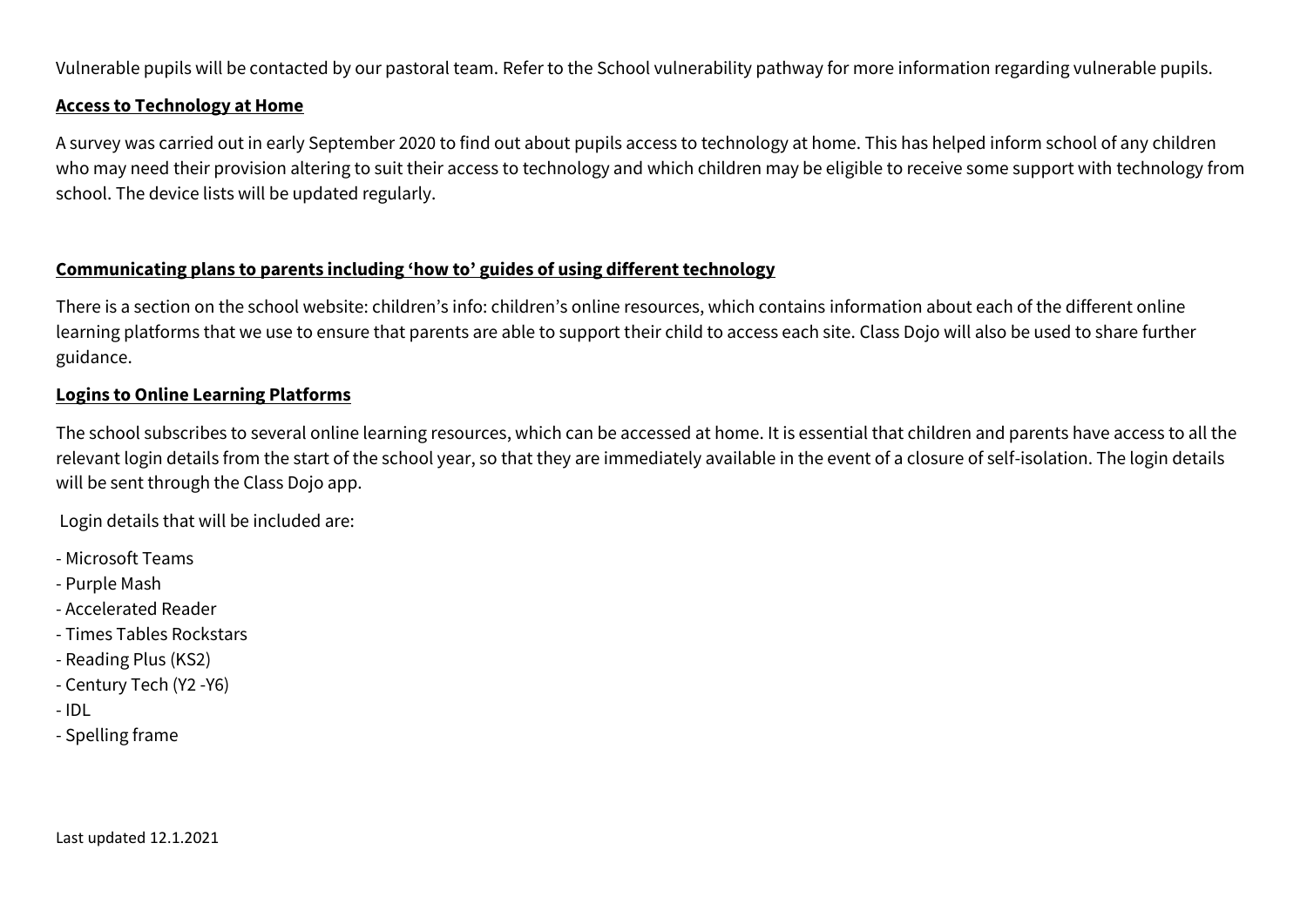Vulnerable pupils will be contacted by our pastoral team. Refer to the School vulnerability pathway for more information regarding vulnerable pupils.

**Access to Technology at Home**

A survey was carried out in early September 2020 to find out about pupils access to technology at home. This has helped inform school of any children who may need their provision altering to suit their access to technology and which children may be eligible to receive some support with technology from school. The device lists will be updated regularly.

**Communicating plans to parents including 'how to' guides of using different technology**

There is a section on the school website: children's info: children's online resources, which contains information about each of the different online learning platforms that we use to ensure that parents are able to support their child to access each site. Class Dojo will also be used to share further guidance.

**Logins to Online Learning Platforms**

The school subscribes to several online learning resources, which can be accessed at home. It is essential that children and parents have access to all the relevant login details from the start of the school year, so that they are immediately available in the event of a closure of self-isolation. The login details will be sent through the Class Dojo app.

Login details that will be included are:

- Microsoft Teams
- Purple Mash
- Accelerated Reader
- Times Tables Rockstars
- Reading Plus (KS2)
- Century Tech (Y2 -Y6)
- IDL
- Spelling frame

Last updated 12.1.2021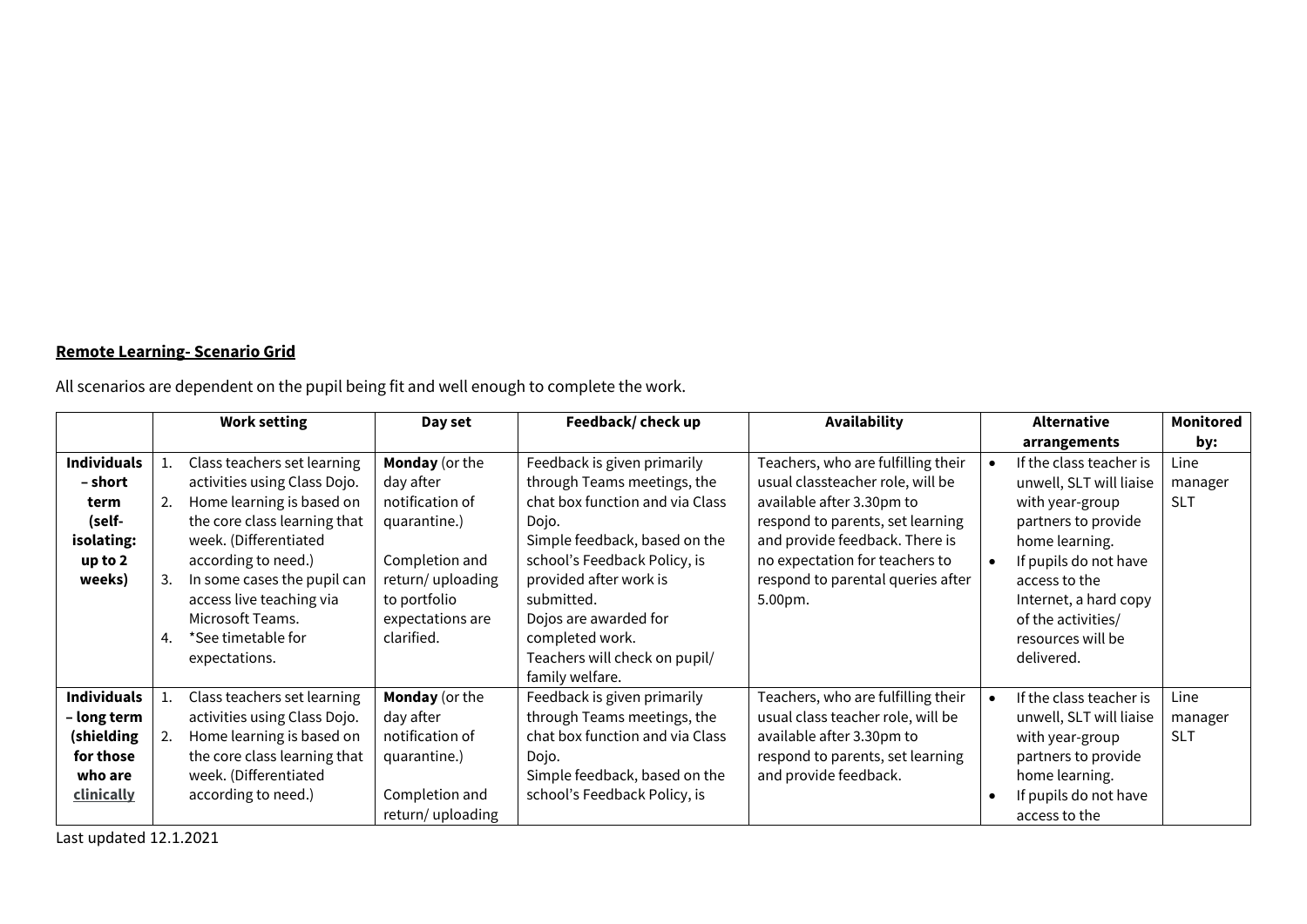**Remote Learning- Scenario Grid**

All scenarios are dependent on the pupil being fit and well enough to complete the work.

| | Work setting | Day set | Feedback/ check up | Availability | Alternative arrangements | Monitored by: |
|---|---|---|---|---|---|---|
| **Individuals – short term (self-isolating: up to 2 weeks)** | 1. Class teachers set learning activities using Class Dojo. 2. Home learning is based on the core class learning that week. (Differentiated according to need.) 3. In some cases the pupil can access live teaching via Microsoft Teams. 4. *See timetable for expectations. | **Monday** (or the day after notification of quarantine.) Completion and return/ uploading to portfolio expectations are clarified. | Feedback is given primarily through Teams meetings, the chat box function and via Class Dojo. Simple feedback, based on the school's Feedback Policy, is provided after work is submitted. Dojos are awarded for completed work. Teachers will check on pupil/ family welfare. | Teachers, who are fulfilling their usual classteacher role, will be available after 3.30pm to respond to parents, set learning and provide feedback. There is no expectation for teachers to respond to parental queries after 5.00pm. | • If the class teacher is unwell, SLT will liaise with year-group partners to provide home learning. • If pupils do not have access to the Internet, a hard copy of the activities/ resources will be delivered. | Line manager SLT |
| **Individuals – long term (shielding for those who are clinically** | 1. Class teachers set learning activities using Class Dojo. 2. Home learning is based on the core class learning that week. (Differentiated according to need.) | **Monday** (or the day after notification of quarantine.) Completion and return/ uploading | Feedback is given primarily through Teams meetings, the chat box function and via Class Dojo. Simple feedback, based on the school's Feedback Policy, is | Teachers, who are fulfilling their usual class teacher role, will be available after 3.30pm to respond to parents, set learning and provide feedback. | • If the class teacher is unwell, SLT will liaise with year-group partners to provide home learning. • If pupils do not have access to the | Line manager SLT |

Last updated 12.1.2021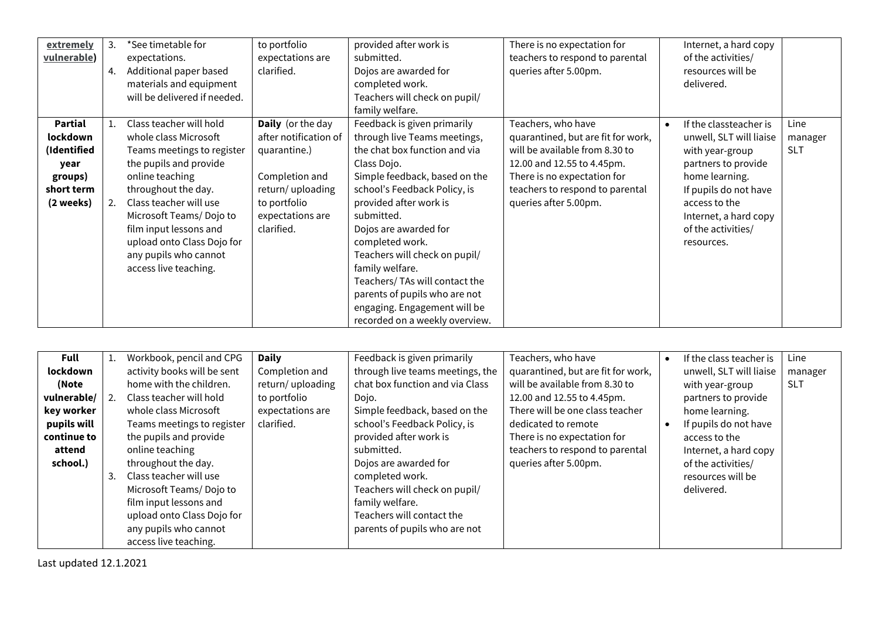| | | | | | | |
|---|---|---|---|---|---|---|
| extremely vulnerable) | 3. *See timetable for expectations.<br>4. Additional paper based materials and equipment will be delivered if needed. | to portfolio expectations are clarified. | provided after work is submitted.<br>Dojos are awarded for completed work.<br>Teachers will check on pupil/ family welfare. | There is no expectation for teachers to respond to parental queries after 5.00pm. | Internet, a hard copy of the activities/ resources will be delivered. | |
| **Partial lockdown (Identified year groups) short term (2 weeks)** | 1. Class teacher will hold whole class Microsoft Teams meetings to register the pupils and provide online teaching throughout the day.<br>2. Class teacher will use Microsoft Teams/ Dojo to film input lessons and upload onto Class Dojo for any pupils who cannot access live teaching. | **Daily** (or the day after notification of quarantine.)<br><br>Completion and return/ uploading to portfolio expectations are clarified. | Feedback is given primarily through live Teams meetings, the chat box function and via Class Dojo.<br>Simple feedback, based on the school's Feedback Policy, is provided after work is submitted.<br>Dojos are awarded for completed work.<br>Teachers will check on pupil/ family welfare.<br>Teachers/ TAs will contact the parents of pupils who are not engaging. Engagement will be recorded on a weekly overview. | Teachers, who have quarantined, but are fit for work, will be available from 8.30 to 12.00 and 12.55 to 4.45pm.<br>There is no expectation for teachers to respond to parental queries after 5.00pm. | • If the classteacher is unwell, SLT will liaise with year-group partners to provide home learning.<br>If pupils do not have access to the Internet, a hard copy of the activities/ resources. | Line manager SLT |

| | | | | | | |
|---|---|---|---|---|---|---|
| **Full lockdown (Note vulnerable/ key worker pupils will continue to attend school.)** | 1. Workbook, pencil and CPG activity books will be sent home with the children.<br>2. Class teacher will hold whole class Microsoft Teams meetings to register the pupils and provide online teaching throughout the day.<br>3. Class teacher will use Microsoft Teams/ Dojo to film input lessons and upload onto Class Dojo for any pupils who cannot access live teaching. | **Daily**<br>Completion and return/ uploading to portfolio expectations are clarified. | Feedback is given primarily through live teams meetings, the chat box function and via Class Dojo.<br>Simple feedback, based on the school's Feedback Policy, is provided after work is submitted.<br>Dojos are awarded for completed work.<br>Teachers will check on pupil/ family welfare.<br>Teachers will contact the parents of pupils who are not | Teachers, who have quarantined, but are fit for work, will be available from 8.30 to 12.00 and 12.55 to 4.45pm.<br>There will be one class teacher dedicated to remote<br>There is no expectation for teachers to respond to parental queries after 5.00pm. | • If the class teacher is unwell, SLT will liaise with year-group partners to provide home learning.<br>• If pupils do not have access to the Internet, a hard copy of the activities/ resources will be delivered. | Line manager SLT |

Last updated 12.1.2021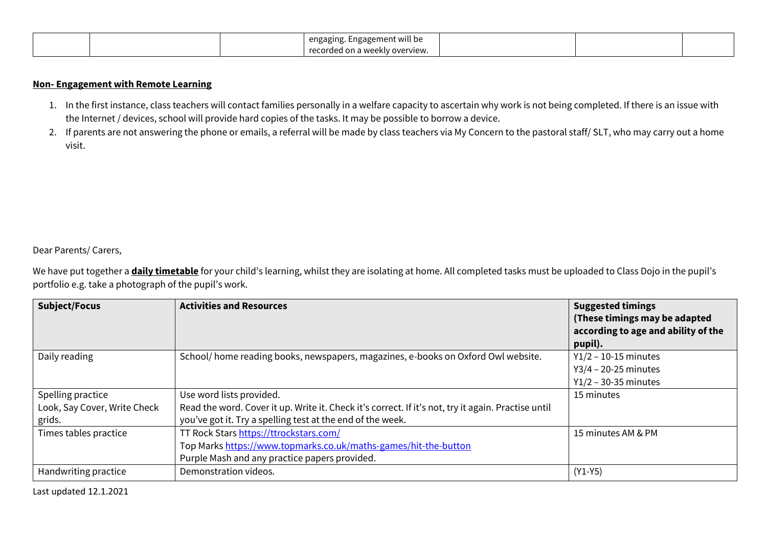| | | | engaging. Engagement will be recorded on a weekly overview. | | | |
|---|---|---|---|---|---|---|

**Non- Engagement with Remote Learning**

1. In the first instance, class teachers will contact families personally in a welfare capacity to ascertain why work is not being completed. If there is an issue with the Internet / devices, school will provide hard copies of the tasks. It may be possible to borrow a device.
2. If parents are not answering the phone or emails, a referral will be made by class teachers via My Concern to the pastoral staff/ SLT, who may carry out a home visit.

Dear Parents/ Carers,

We have put together a **daily timetable** for your child's learning, whilst they are isolating at home. All completed tasks must be uploaded to Class Dojo in the pupil's portfolio e.g. take a photograph of the pupil's work.

| Subject/Focus | Activities and Resources | Suggested timings (These timings may be adapted according to age and ability of the pupil). |
|---|---|---|
| Daily reading | School/ home reading books, newspapers, magazines, e-books on Oxford Owl website. | Y1/2 – 10-15 minutes<br>Y3/4 – 20-25 minutes<br>Y1/2 – 30-35 minutes |
| Spelling practice<br>Look, Say Cover, Write Check grids. | Use word lists provided.<br>Read the word. Cover it up. Write it. Check it's correct. If it's not, try it again. Practise until you've got it. Try a spelling test at the end of the week. | 15 minutes |
| Times tables practice | TT Rock Stars https://ttrockstars.com/<br>Top Marks https://www.topmarks.co.uk/maths-games/hit-the-button<br>Purple Mash and any practice papers provided. | 15 minutes AM & PM |
| Handwriting practice | Demonstration videos. | (Y1-Y5) |

Last updated 12.1.2021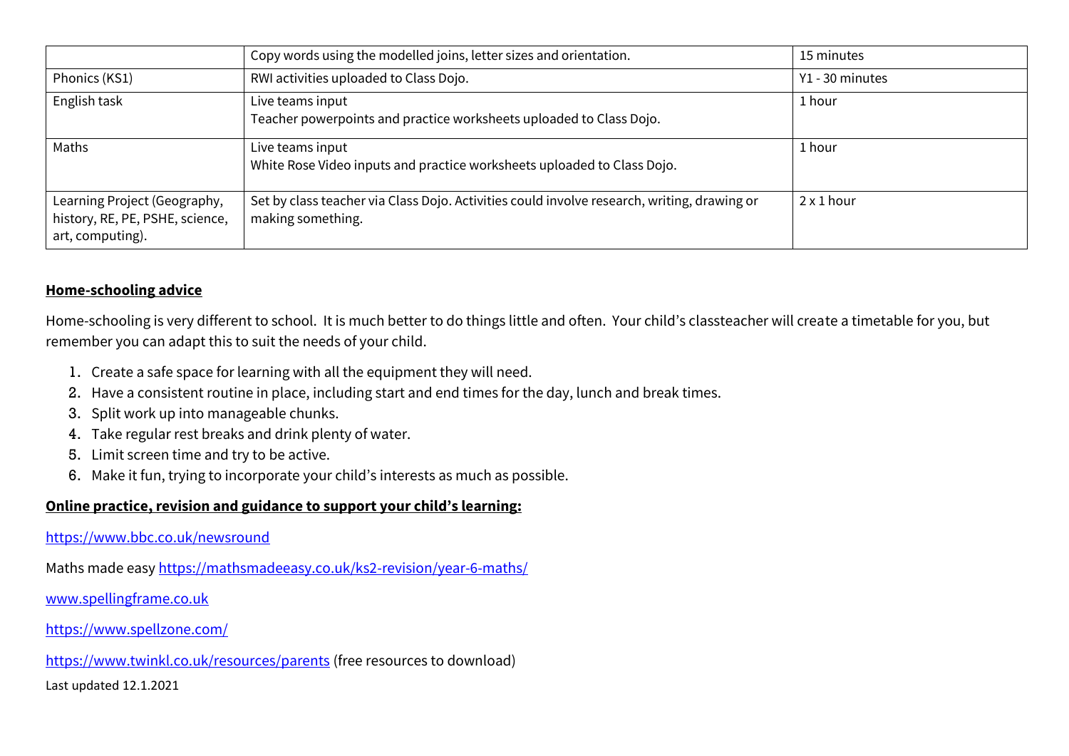| | | |
|---|---|---|
| | Copy words using the modelled joins, letter sizes and orientation. | 15 minutes |
| Phonics (KS1) | RWI activities uploaded to Class Dojo. | Y1 - 30 minutes |
| English task | Live teams input<br>Teacher powerpoints and practice worksheets uploaded to Class Dojo. | 1 hour |
| Maths | Live teams input<br>White Rose Video inputs and practice worksheets uploaded to Class Dojo. | 1 hour |
| Learning Project (Geography, history, RE, PE, PSHE, science, art, computing). | Set by class teacher via Class Dojo. Activities could involve research, writing, drawing or making something. | 2 x 1 hour |

**Home-schooling advice**

Home-schooling is very different to school. It is much better to do things little and often. Your child's classteacher will create a timetable for you, but remember you can adapt this to suit the needs of your child.

1. Create a safe space for learning with all the equipment they will need.
2. Have a consistent routine in place, including start and end times for the day, lunch and break times.
3. Split work up into manageable chunks.
4. Take regular rest breaks and drink plenty of water.
5. Limit screen time and try to be active.
6. Make it fun, trying to incorporate your child's interests as much as possible.

**Online practice, revision and guidance to support your child's learning:**

https://www.bbc.co.uk/newsround

Maths made easy https://mathsmadeeasy.co.uk/ks2-revision/year-6-maths/

www.spellingframe.co.uk

https://www.spellzone.com/

https://www.twinkl.co.uk/resources/parents (free resources to download)

Last updated 12.1.2021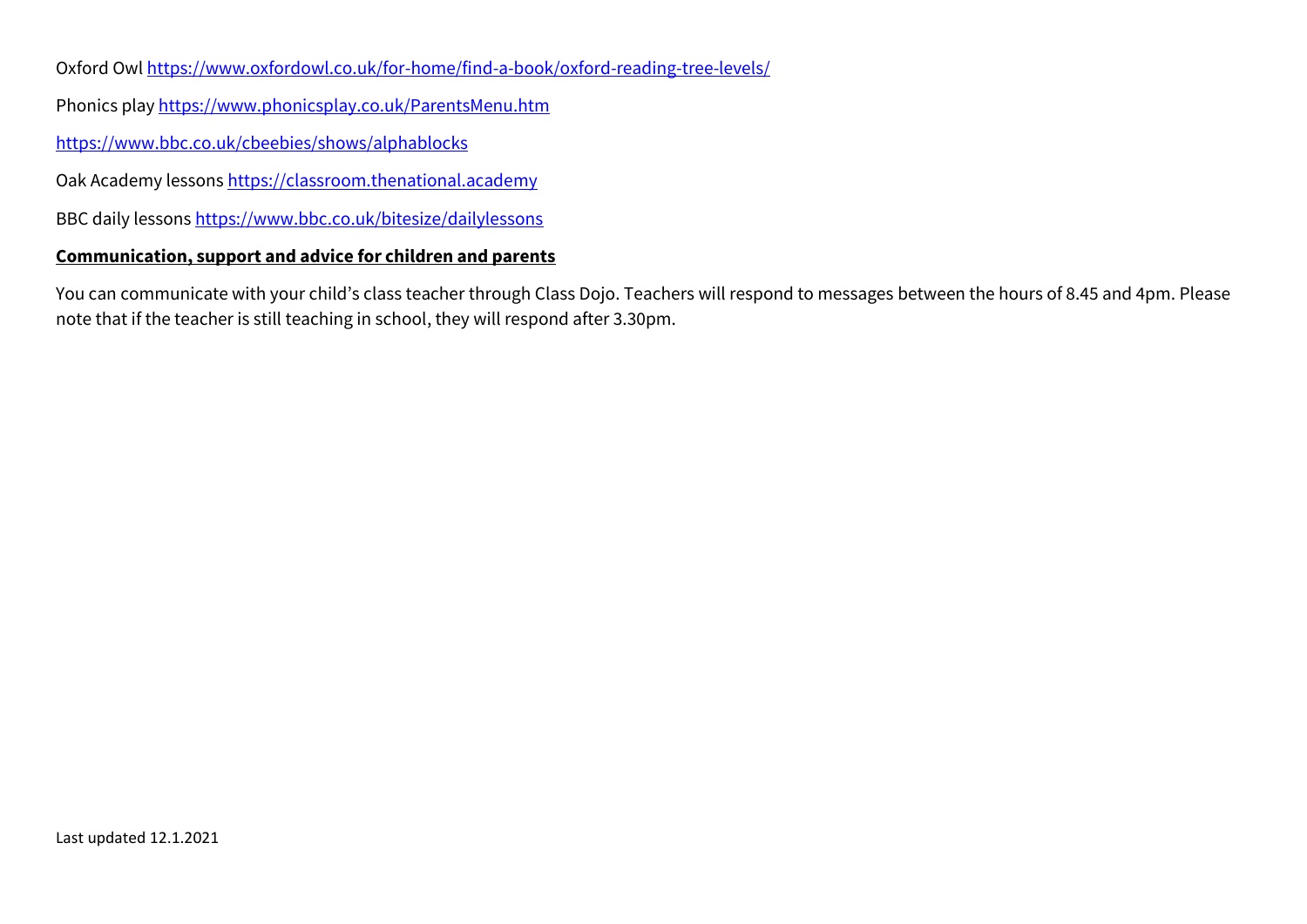Oxford Owl https://www.oxfordowl.co.uk/for-home/find-a-book/oxford-reading-tree-levels/

Phonics play https://www.phonicsplay.co.uk/ParentsMenu.htm

https://www.bbc.co.uk/cbeebies/shows/alphablocks

Oak Academy lessons https://classroom.thenational.academy

BBC daily lessons https://www.bbc.co.uk/bitesize/dailylessons

**Communication, support and advice for children and parents**

You can communicate with your child's class teacher through Class Dojo. Teachers will respond to messages between the hours of 8.45 and 4pm. Please note that if the teacher is still teaching in school, they will respond after 3.30pm.

Last updated 12.1.2021